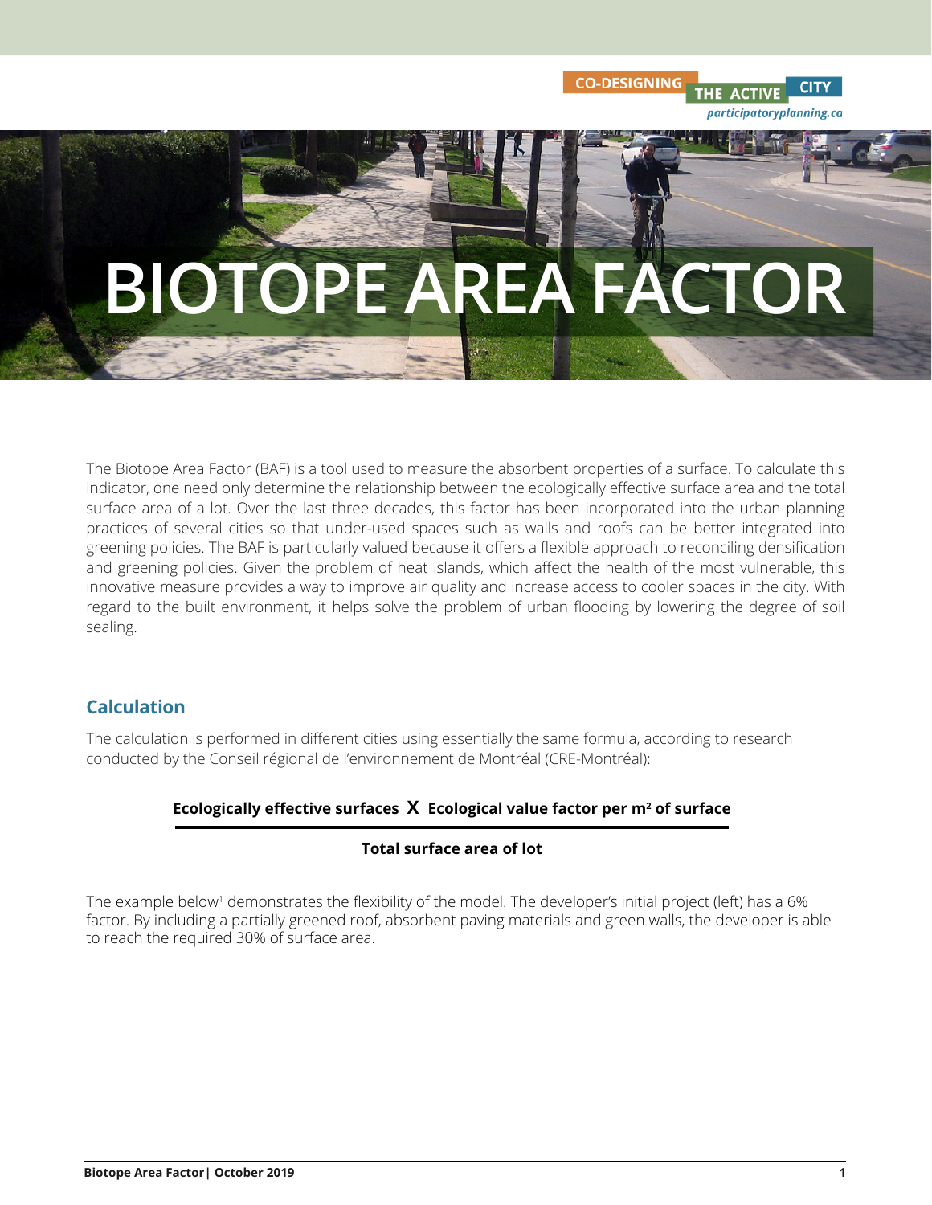# BIOTOPE AREA FACTOR

The Biotope Area Factor (BAF) is a tool used to measure the absorbent properties of a surface. To calculate this indicator, one need only determine the relationship between the ecologically effective surface area and the total surface area of a lot. Over the last three decades, this factor has been incorporated into the urban planning practices of several cities so that under-used spaces such as walls and roofs can be better integrated into greening policies. The BAF is particularly valued because it offers a flexible approach to reconciling densification and greening policies. Given the problem of heat islands, which affect the health of the most vulnerable, this innovative measure provides a way to improve air quality and increase access to cooler spaces in the city. With regard to the built environment, it helps solve the problem of urban flooding by lowering the degree of soil sealing.

## Calculation

The calculation is performed in different cities using essentially the same formula, according to research conducted by the Conseil régional de l'environnement de Montréal (CRE-Montréal):

$$\frac{\textbf{Ecologically effective surfaces} \times \textbf{Ecological value factor per m}^2 \textbf{ of surface}}{\textbf{Total surface area of lot}}$$

The example below[1] demonstrates the flexibility of the model. The developer's initial project (left) has a 6% factor. By including a partially greened roof, absorbent paving materials and green walls, the developer is able to reach the required 30% of surface area.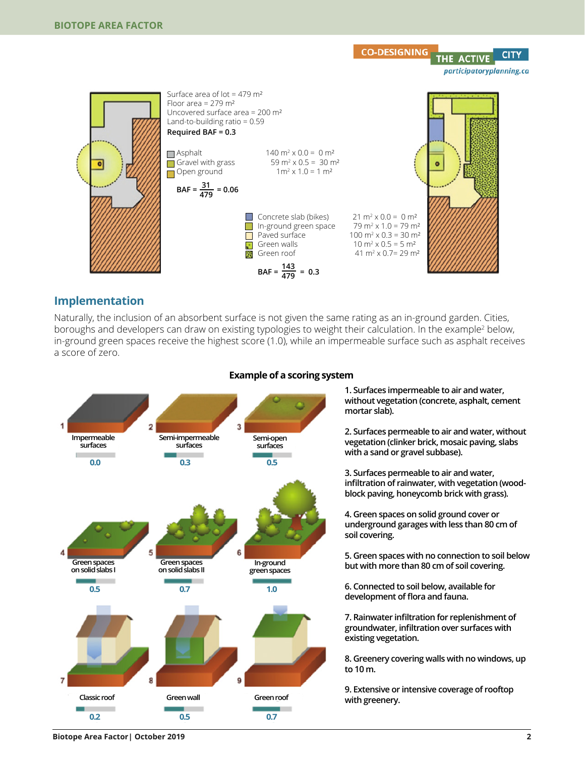Surface area of lot = 479 m²
Floor area = 279 m²
Uncovered surface area = 200 m²
Land-to-building ratio = 0.59
**Required BAF = 0.3**

| Surface | Calculation |
|---|---|
| Asphalt | 140 m² x 0.0 = 0 m² |
| Gravel with grass | 59 m² x 0.5 = 30 m² |
| Open ground | 1m² x 1.0 = 1 m² |

$$BAF = \frac{31}{479} = 0.06$$

| Surface | Calculation |
|---|---|
| Concrete slab (bikes) | 21 m² x 0.0 = 0 m² |
| In-ground green space | 79 m² x 1.0 = 79 m² |
| Paved surface | 100 m² x 0.3 = 30 m² |
| Green walls | 10 m² x 0.5 = 5 m² |
| Green roof | 41 m² x 0.7= 29 m² |

$$BAF = \frac{143}{479} = 0.3$$

## Implementation

Naturally, the inclusion of an absorbent surface is not given the same rating as an in-ground garden. Cities, boroughs and developers can draw on existing typologies to weight their calculation. In the example[2] below, in-ground green spaces receive the highest score (1.0), while an impermeable surface such as asphalt receives a score of zero.

**Example of a scoring system**

| # | Type | Score |
|---|---|---|
| 1 | Impermeable surfaces | 0.0 |
| 2 | Semi-impermeable surfaces | 0.3 |
| 3 | Semi-open surfaces | 0.5 |
| 4 | Green spaces on solid slabs I | 0.5 |
| 5 | Green spaces on solid slabs II | 0.7 |
| 6 | In-ground green spaces | 1.0 |
| 7 | Classic roof | 0.2 |
| 8 | Green wall | 0.5 |
| 9 | Green roof | 0.7 |

1. Surfaces impermeable to air and water, without vegetation (concrete, asphalt, cement mortar slab).
2. Surfaces permeable to air and water, without vegetation (clinker brick, mosaic paving, slabs with a sand or gravel subbase).
3. Surfaces permeable to air and water, infiltration of rainwater, with vegetation (wood-block paving, honeycomb brick with grass).
4. Green spaces on solid ground cover or underground garages with less than 80 cm of soil covering.
5. Green spaces with no connection to soil below but with more than 80 cm of soil covering.
6. Connected to soil below, available for development of flora and fauna.
7. Rainwater infiltration for replenishment of groundwater, infiltration over surfaces with existing vegetation.
8. Greenery covering walls with no windows, up to 10 m.
9. Extensive or intensive coverage of rooftop with greenery.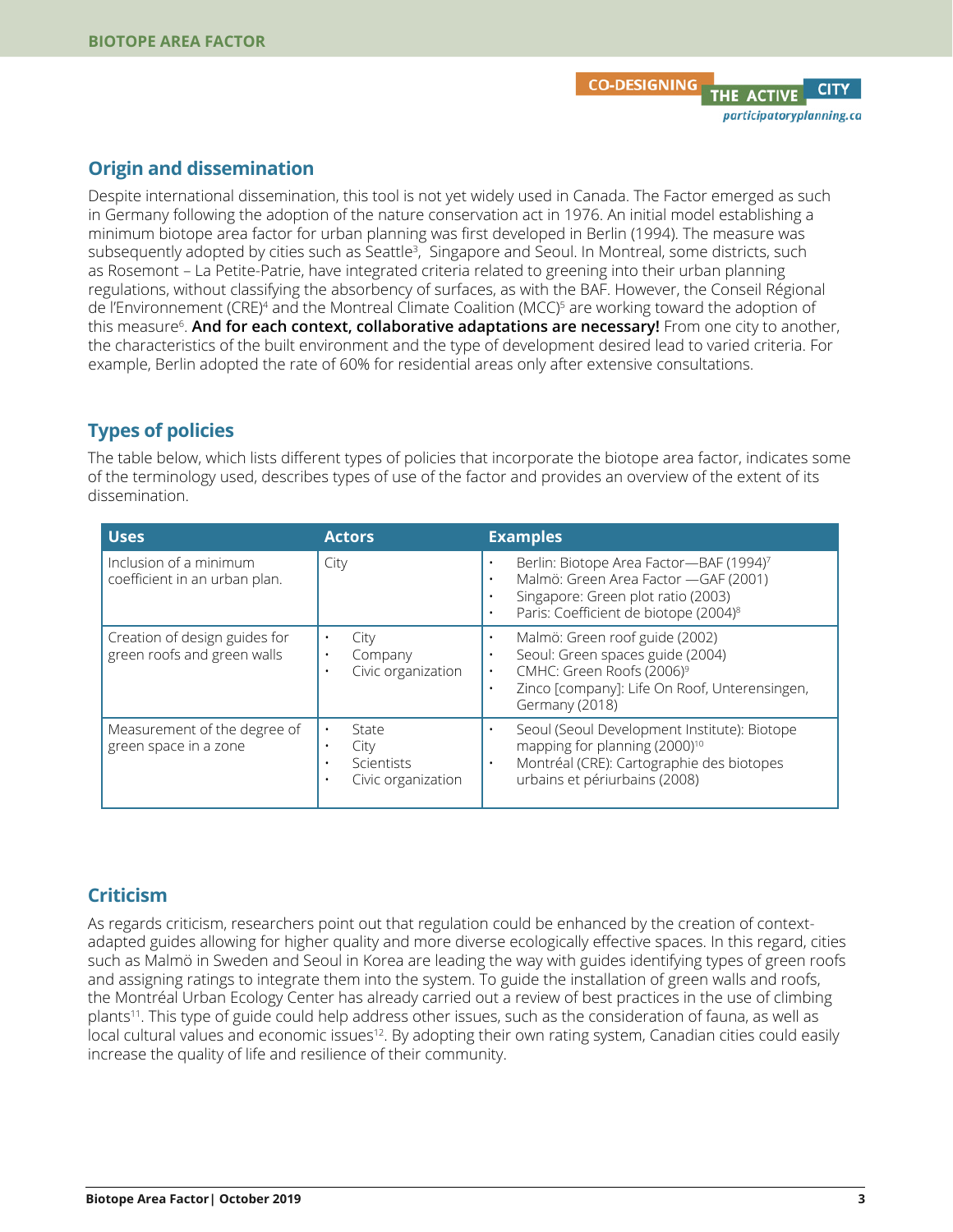## Origin and dissemination

Despite international dissemination, this tool is not yet widely used in Canada. The Factor emerged as such in Germany following the adoption of the nature conservation act in 1976. An initial model establishing a minimum biotope area factor for urban planning was first developed in Berlin (1994). The measure was subsequently adopted by cities such as Seattle[3], Singapore and Seoul. In Montreal, some districts, such as Rosemont – La Petite-Patrie, have integrated criteria related to greening into their urban planning regulations, without classifying the absorbency of surfaces, as with the BAF. However, the Conseil Régional de l'Environnement (CRE)[4] and the Montreal Climate Coalition (MCC)[5] are working toward the adoption of this measure[6]. **And for each context, collaborative adaptations are necessary!** From one city to another, the characteristics of the built environment and the type of development desired lead to varied criteria. For example, Berlin adopted the rate of 60% for residential areas only after extensive consultations.

## Types of policies

The table below, which lists different types of policies that incorporate the biotope area factor, indicates some of the terminology used, describes types of use of the factor and provides an overview of the extent of its dissemination.

| Uses | Actors | Examples |
|---|---|---|
| Inclusion of a minimum coefficient in an urban plan. | City | • Berlin: Biotope Area Factor—BAF (1994)[7]<br>• Malmö: Green Area Factor —GAF (2001)<br>• Singapore: Green plot ratio (2003)<br>• Paris: Coefficient de biotope (2004)[8] |
| Creation of design guides for green roofs and green walls | • City<br>• Company<br>• Civic organization | • Malmö: Green roof guide (2002)<br>• Seoul: Green spaces guide (2004)<br>• CMHC: Green Roofs (2006)[9]<br>• Zinco [company]: Life On Roof, Unterensingen, Germany (2018) |
| Measurement of the degree of green space in a zone | • State<br>• City<br>• Scientists<br>• Civic organization | • Seoul (Seoul Development Institute): Biotope mapping for planning (2000)[10]<br>• Montréal (CRE): Cartographie des biotopes urbains et périurbains (2008) |

## Criticism

As regards criticism, researchers point out that regulation could be enhanced by the creation of context-adapted guides allowing for higher quality and more diverse ecologically effective spaces. In this regard, cities such as Malmö in Sweden and Seoul in Korea are leading the way with guides identifying types of green roofs and assigning ratings to integrate them into the system. To guide the installation of green walls and roofs, the Montréal Urban Ecology Center has already carried out a review of best practices in the use of climbing plants[11]. This type of guide could help address other issues, such as the consideration of fauna, as well as local cultural values and economic issues[12]. By adopting their own rating system, Canadian cities could easily increase the quality of life and resilience of their community.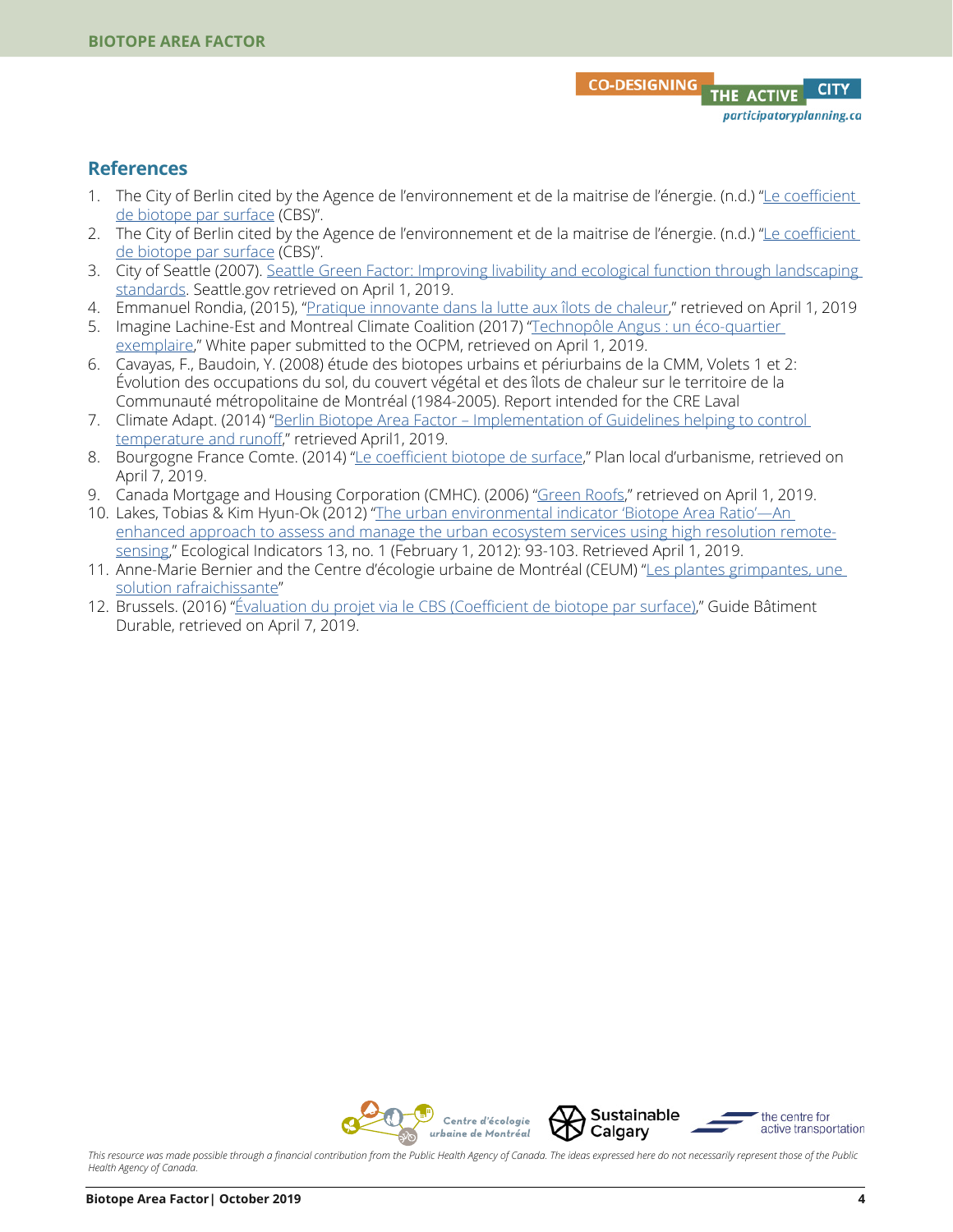## References

1. The City of Berlin cited by the Agence de l'environnement et de la maitrise de l'énergie. (n.d.) "Le coefficient de biotope par surface (CBS)".
2. The City of Berlin cited by the Agence de l'environnement et de la maitrise de l'énergie. (n.d.) "Le coefficient de biotope par surface (CBS)".
3. City of Seattle (2007). Seattle Green Factor: Improving livability and ecological function through landscaping standards. Seattle.gov retrieved on April 1, 2019.
4. Emmanuel Rondia, (2015), "Pratique innovante dans la lutte aux îlots de chaleur," retrieved on April 1, 2019
5. Imagine Lachine-Est and Montreal Climate Coalition (2017) "Technopôle Angus : un éco-quartier exemplaire," White paper submitted to the OCPM, retrieved on April 1, 2019.
6. Cavayas, F., Baudoin, Y. (2008) étude des biotopes urbains et périurbains de la CMM, Volets 1 et 2: Évolution des occupations du sol, du couvert végétal et des îlots de chaleur sur le territoire de la Communauté métropolitaine de Montréal (1984-2005). Report intended for the CRE Laval
7. Climate Adapt. (2014) "Berlin Biotope Area Factor – Implementation of Guidelines helping to control temperature and runoff," retrieved April1, 2019.
8. Bourgogne France Comte. (2014) "Le coefficient biotope de surface," Plan local d'urbanisme, retrieved on April 7, 2019.
9. Canada Mortgage and Housing Corporation (CMHC). (2006) "Green Roofs," retrieved on April 1, 2019.
10. Lakes, Tobias & Kim Hyun-Ok (2012) "The urban environmental indicator 'Biotope Area Ratio'—An enhanced approach to assess and manage the urban ecosystem services using high resolution remote-sensing," Ecological Indicators 13, no. 1 (February 1, 2012): 93-103. Retrieved April 1, 2019.
11. Anne-Marie Bernier and the Centre d'écologie urbaine de Montréal (CEUM) "Les plantes grimpantes, une solution rafraichissante"
12. Brussels. (2016) "Évaluation du projet via le CBS (Coefficient de biotope par surface)," Guide Bâtiment Durable, retrieved on April 7, 2019.

*This resource was made possible through a financial contribution from the Public Health Agency of Canada. The ideas expressed here do not necessarily represent those of the Public Health Agency of Canada.*